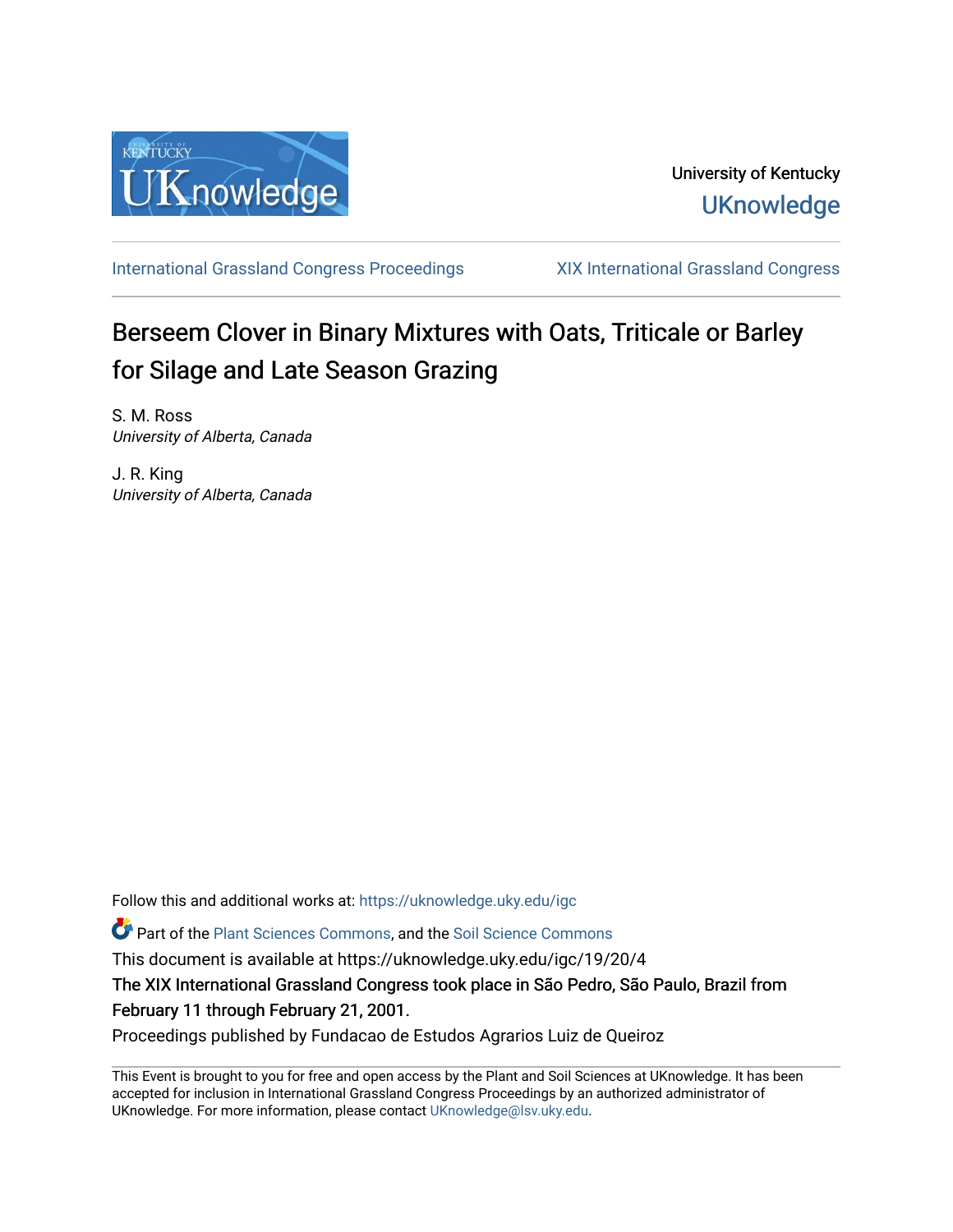University of Kentucky

UKnowledge

International Grassland Congress Proceedings | XIX International Grassland Congress

# Berseem Clover in Binary Mixtures with Oats, Triticale or Barley for Silage and Late Season Grazing

S. M. Ross
*University of Alberta, Canada*

J. R. King
*University of Alberta, Canada*

Follow this and additional works at: https://uknowledge.uky.edu/igc

Part of the Plant Sciences Commons, and the Soil Science Commons

This document is available at https://uknowledge.uky.edu/igc/19/20/4

The XIX International Grassland Congress took place in São Pedro, São Paulo, Brazil from February 11 through February 21, 2001.

Proceedings published by Fundacao de Estudos Agrarios Luiz de Queiroz

This Event is brought to you for free and open access by the Plant and Soil Sciences at UKnowledge. It has been accepted for inclusion in International Grassland Congress Proceedings by an authorized administrator of UKnowledge. For more information, please contact UKnowledge@lsv.uky.edu.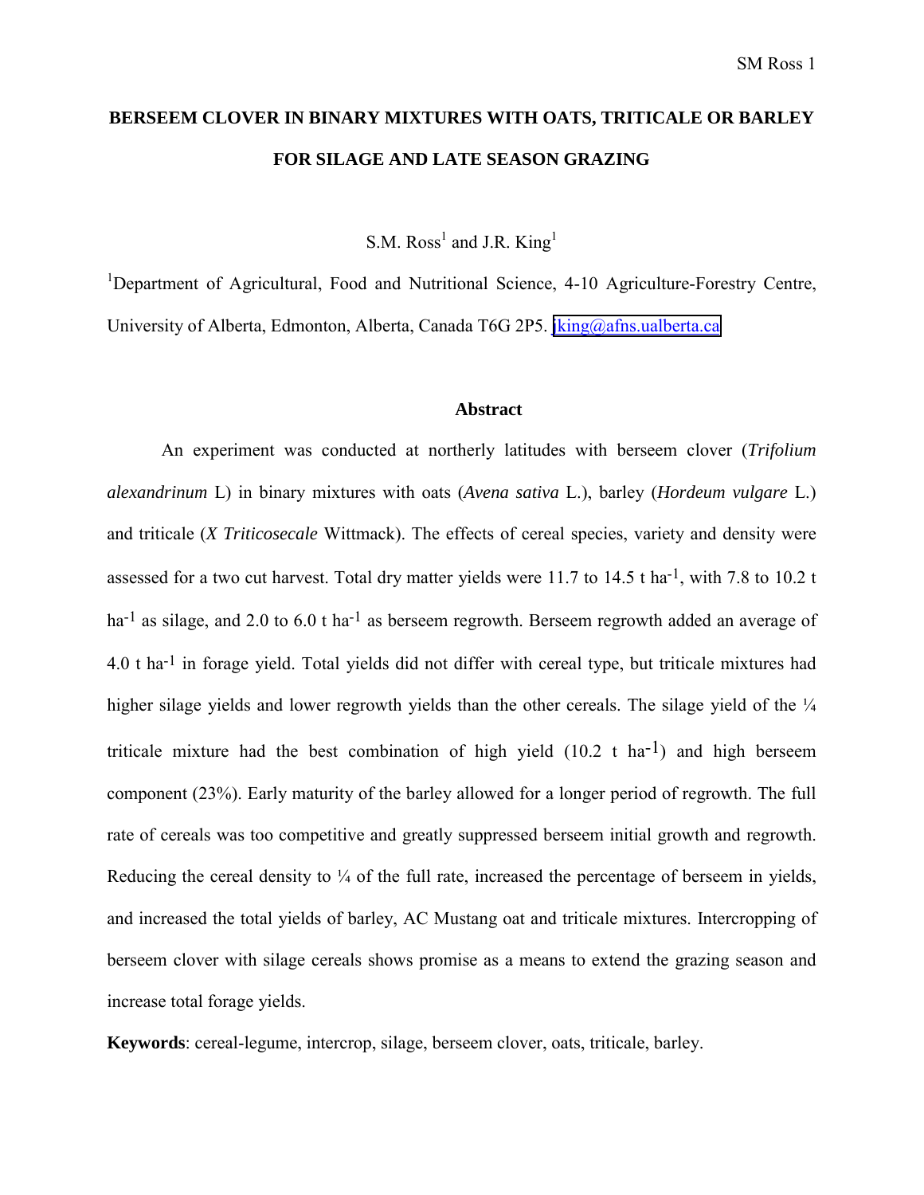# BERSEEM CLOVER IN BINARY MIXTURES WITH OATS, TRITICALE OR BARLEY FOR SILAGE AND LATE SEASON GRAZING

S.M. Ross[1] and J.R. King[1]

[1]Department of Agricultural, Food and Nutritional Science, 4-10 Agriculture-Forestry Centre, University of Alberta, Edmonton, Alberta, Canada T6G 2P5. jking@afns.ualberta.ca

## Abstract

An experiment was conducted at northerly latitudes with berseem clover (*Trifolium alexandrinum* L) in binary mixtures with oats (*Avena sativa* L.), barley (*Hordeum vulgare* L.) and triticale (*X Triticosecale* Wittmack). The effects of cereal species, variety and density were assessed for a two cut harvest. Total dry matter yields were 11.7 to 14.5 t ha$^{-1}$, with 7.8 to 10.2 t ha$^{-1}$ as silage, and 2.0 to 6.0 t ha$^{-1}$ as berseem regrowth. Berseem regrowth added an average of 4.0 t ha$^{-1}$ in forage yield. Total yields did not differ with cereal type, but triticale mixtures had higher silage yields and lower regrowth yields than the other cereals. The silage yield of the ¼ triticale mixture had the best combination of high yield (10.2 t ha$^{-1}$) and high berseem component (23%). Early maturity of the barley allowed for a longer period of regrowth. The full rate of cereals was too competitive and greatly suppressed berseem initial growth and regrowth. Reducing the cereal density to ¼ of the full rate, increased the percentage of berseem in yields, and increased the total yields of barley, AC Mustang oat and triticale mixtures. Intercropping of berseem clover with silage cereals shows promise as a means to extend the grazing season and increase total forage yields.

**Keywords**: cereal-legume, intercrop, silage, berseem clover, oats, triticale, barley.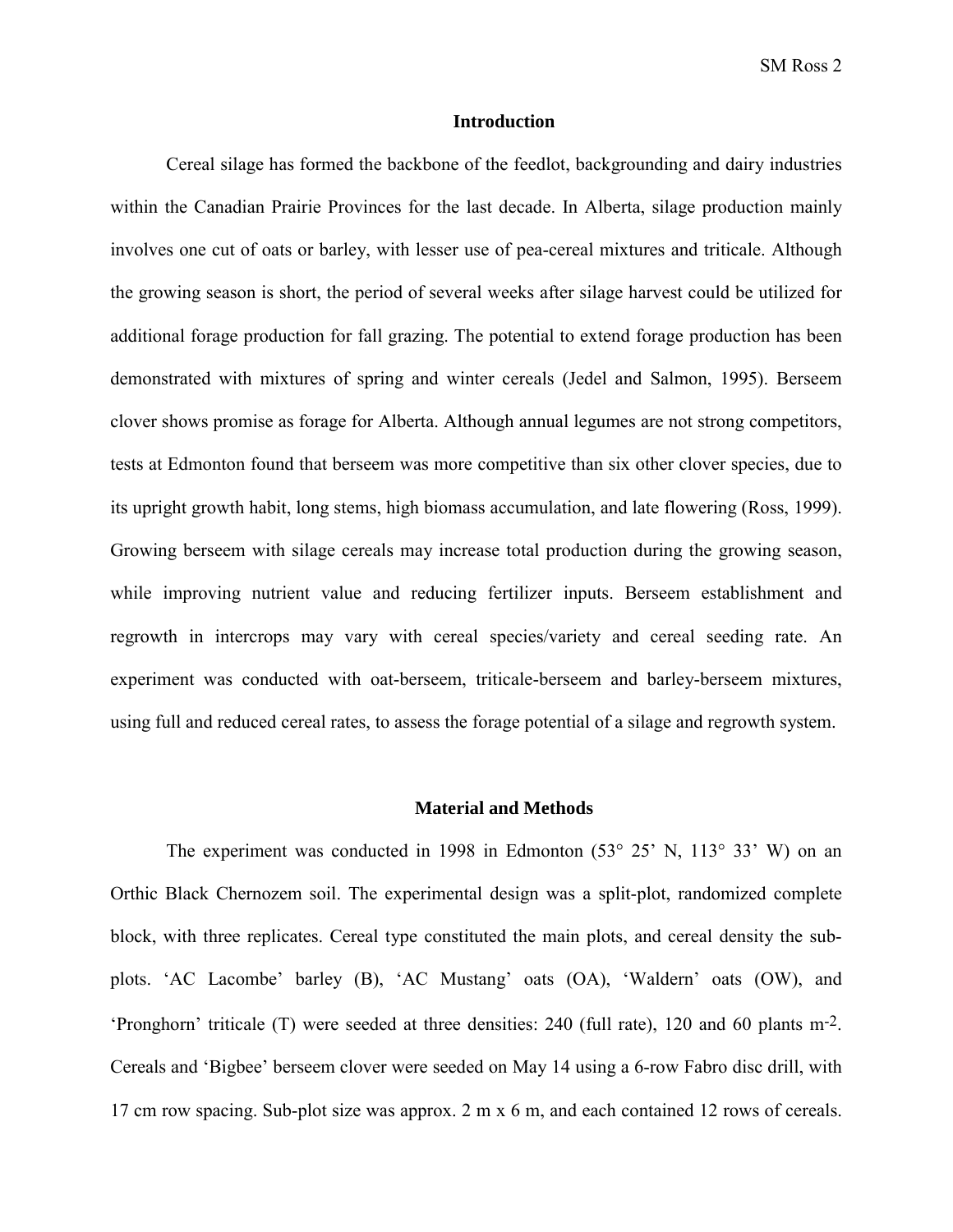## Introduction

Cereal silage has formed the backbone of the feedlot, backgrounding and dairy industries within the Canadian Prairie Provinces for the last decade. In Alberta, silage production mainly involves one cut of oats or barley, with lesser use of pea-cereal mixtures and triticale. Although the growing season is short, the period of several weeks after silage harvest could be utilized for additional forage production for fall grazing. The potential to extend forage production has been demonstrated with mixtures of spring and winter cereals (Jedel and Salmon, 1995). Berseem clover shows promise as forage for Alberta. Although annual legumes are not strong competitors, tests at Edmonton found that berseem was more competitive than six other clover species, due to its upright growth habit, long stems, high biomass accumulation, and late flowering (Ross, 1999). Growing berseem with silage cereals may increase total production during the growing season, while improving nutrient value and reducing fertilizer inputs. Berseem establishment and regrowth in intercrops may vary with cereal species/variety and cereal seeding rate. An experiment was conducted with oat-berseem, triticale-berseem and barley-berseem mixtures, using full and reduced cereal rates, to assess the forage potential of a silage and regrowth system.

## Material and Methods

The experiment was conducted in 1998 in Edmonton (53° 25' N, 113° 33' W) on an Orthic Black Chernozem soil. The experimental design was a split-plot, randomized complete block, with three replicates. Cereal type constituted the main plots, and cereal density the sub-plots. 'AC Lacombe' barley (B), 'AC Mustang' oats (OA), 'Waldern' oats (OW), and 'Pronghorn' triticale (T) were seeded at three densities: 240 (full rate), 120 and 60 plants $m^{-2}$. Cereals and 'Bigbee' berseem clover were seeded on May 14 using a 6-row Fabro disc drill, with 17 cm row spacing. Sub-plot size was approx. 2 m x 6 m, and each contained 12 rows of cereals.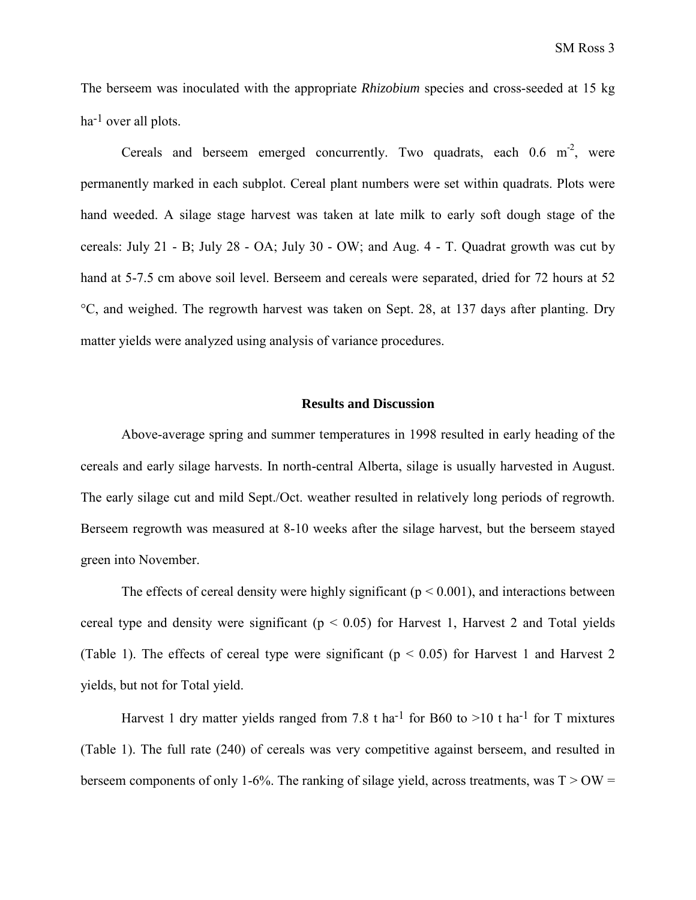The berseem was inoculated with the appropriate *Rhizobium* species and cross-seeded at 15 kg $ha^{-1}$ over all plots.

Cereals and berseem emerged concurrently. Two quadrats, each 0.6 $m^{-2}$, were permanently marked in each subplot. Cereal plant numbers were set within quadrats. Plots were hand weeded. A silage stage harvest was taken at late milk to early soft dough stage of the cereals: July 21 - B; July 28 - OA; July 30 - OW; and Aug. 4 - T. Quadrat growth was cut by hand at 5-7.5 cm above soil level. Berseem and cereals were separated, dried for 72 hours at 52 °C, and weighed. The regrowth harvest was taken on Sept. 28, at 137 days after planting. Dry matter yields were analyzed using analysis of variance procedures.

## Results and Discussion

Above-average spring and summer temperatures in 1998 resulted in early heading of the cereals and early silage harvests. In north-central Alberta, silage is usually harvested in August. The early silage cut and mild Sept./Oct. weather resulted in relatively long periods of regrowth. Berseem regrowth was measured at 8-10 weeks after the silage harvest, but the berseem stayed green into November.

The effects of cereal density were highly significant ($p < 0.001$), and interactions between cereal type and density were significant ($p < 0.05$) for Harvest 1, Harvest 2 and Total yields (Table 1). The effects of cereal type were significant ($p < 0.05$) for Harvest 1 and Harvest 2 yields, but not for Total yield.

Harvest 1 dry matter yields ranged from 7.8 t $ha^{-1}$ for B60 to >10 t $ha^{-1}$ for T mixtures (Table 1). The full rate (240) of cereals was very competitive against berseem, and resulted in berseem components of only 1-6%. The ranking of silage yield, across treatments, was T > OW =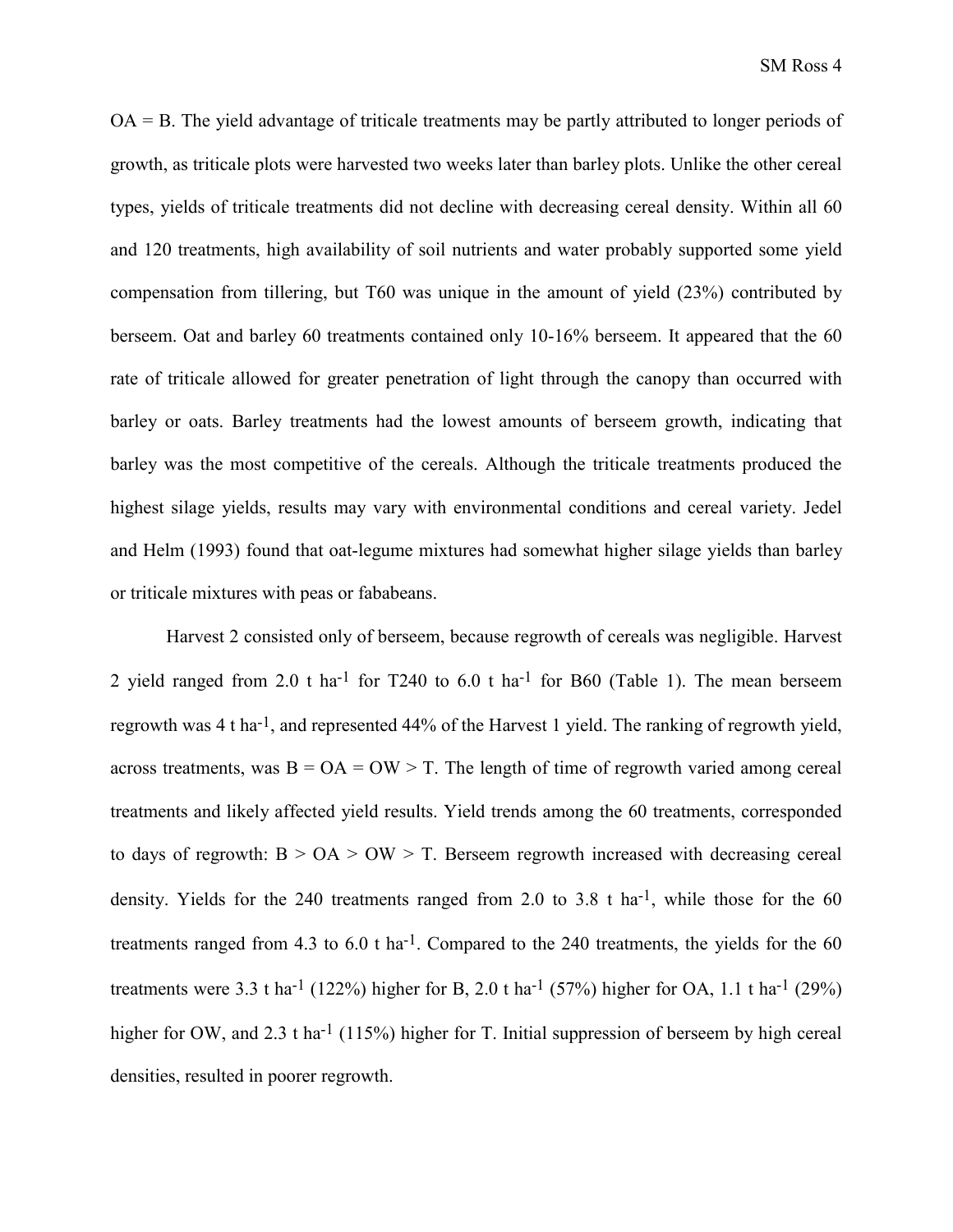OA = B. The yield advantage of triticale treatments may be partly attributed to longer periods of growth, as triticale plots were harvested two weeks later than barley plots. Unlike the other cereal types, yields of triticale treatments did not decline with decreasing cereal density. Within all 60 and 120 treatments, high availability of soil nutrients and water probably supported some yield compensation from tillering, but T60 was unique in the amount of yield (23%) contributed by berseem. Oat and barley 60 treatments contained only 10-16% berseem. It appeared that the 60 rate of triticale allowed for greater penetration of light through the canopy than occurred with barley or oats. Barley treatments had the lowest amounts of berseem growth, indicating that barley was the most competitive of the cereals. Although the triticale treatments produced the highest silage yields, results may vary with environmental conditions and cereal variety. Jedel and Helm (1993) found that oat-legume mixtures had somewhat higher silage yields than barley or triticale mixtures with peas or fababeans.

Harvest 2 consisted only of berseem, because regrowth of cereals was negligible. Harvest 2 yield ranged from 2.0 t $ha^{-1}$ for T240 to 6.0 t $ha^{-1}$ for B60 (Table 1). The mean berseem regrowth was 4 t $ha^{-1}$, and represented 44% of the Harvest 1 yield. The ranking of regrowth yield, across treatments, was B = OA = OW > T. The length of time of regrowth varied among cereal treatments and likely affected yield results. Yield trends among the 60 treatments, corresponded to days of regrowth: B > OA > OW > T. Berseem regrowth increased with decreasing cereal density. Yields for the 240 treatments ranged from 2.0 to 3.8 t $ha^{-1}$, while those for the 60 treatments ranged from 4.3 to 6.0 t $ha^{-1}$. Compared to the 240 treatments, the yields for the 60 treatments were 3.3 t $ha^{-1}$ (122%) higher for B, 2.0 t $ha^{-1}$ (57%) higher for OA, 1.1 t $ha^{-1}$ (29%) higher for OW, and 2.3 t $ha^{-1}$ (115%) higher for T. Initial suppression of berseem by high cereal densities, resulted in poorer regrowth.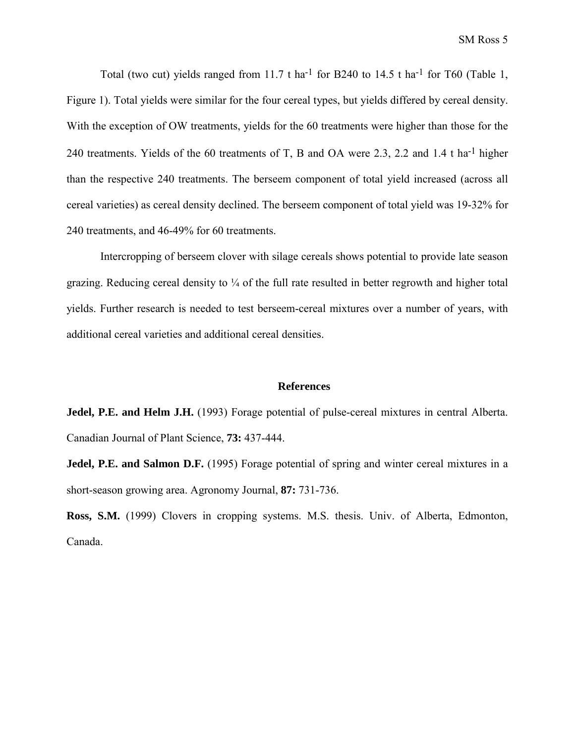Total (two cut) yields ranged from 11.7 t $ha^{-1}$ for B240 to 14.5 t $ha^{-1}$ for T60 (Table 1, Figure 1). Total yields were similar for the four cereal types, but yields differed by cereal density. With the exception of OW treatments, yields for the 60 treatments were higher than those for the 240 treatments. Yields of the 60 treatments of T, B and OA were 2.3, 2.2 and 1.4 t $ha^{-1}$ higher than the respective 240 treatments. The berseem component of total yield increased (across all cereal varieties) as cereal density declined. The berseem component of total yield was 19-32% for 240 treatments, and 46-49% for 60 treatments.

Intercropping of berseem clover with silage cereals shows potential to provide late season grazing. Reducing cereal density to ¼ of the full rate resulted in better regrowth and higher total yields. Further research is needed to test berseem-cereal mixtures over a number of years, with additional cereal varieties and additional cereal densities.

## References

**Jedel, P.E. and Helm J.H.** (1993) Forage potential of pulse-cereal mixtures in central Alberta. Canadian Journal of Plant Science, **73:** 437-444.

**Jedel, P.E. and Salmon D.F.** (1995) Forage potential of spring and winter cereal mixtures in a short-season growing area. Agronomy Journal, **87:** 731-736.

**Ross, S.M.** (1999) Clovers in cropping systems. M.S. thesis. Univ. of Alberta, Edmonton, Canada.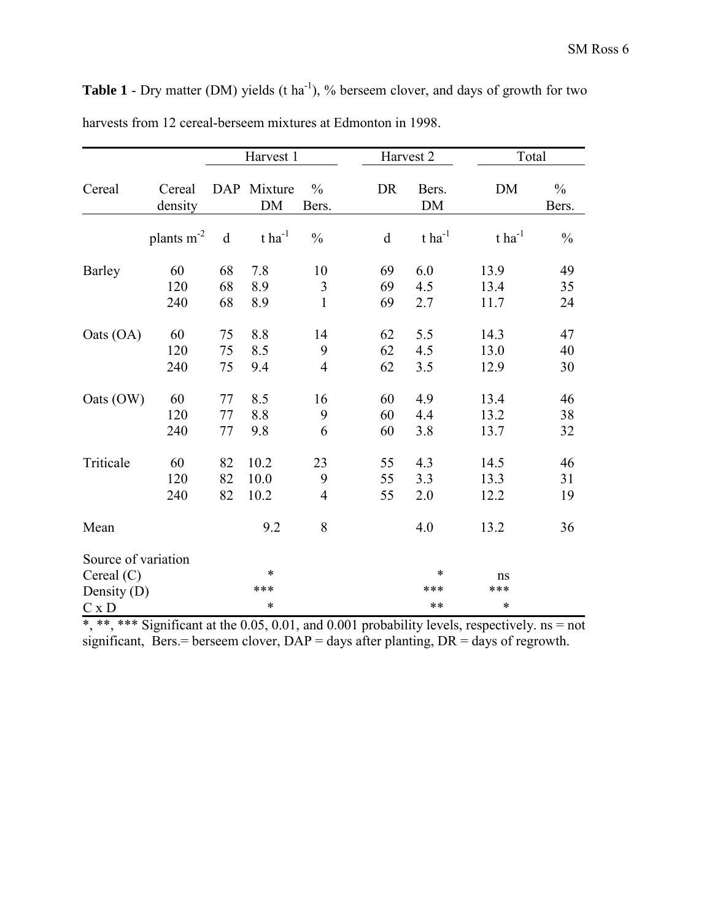**Table 1** - Dry matter (DM) yields (t $ha^{-1}$), % berseem clover, and days of growth for two harvests from 12 cereal-berseem mixtures at Edmonton in 1998.

| | | Harvest 1 | | | Harvest 2 | | Total | |
|---|---|---|---|---|---|---|---|---|
| Cereal | Cereal density | DAP | Mixture DM | % Bers. | DR | Bers. DM | DM | % Bers. |
| | plants $m^{-2}$ | d | t $ha^{-1}$ | % | d | t $ha^{-1}$ | t $ha^{-1}$ | % |
| Barley | 60 | 68 | 7.8 | 10 | 69 | 6.0 | 13.9 | 49 |
| | 120 | 68 | 8.9 | 3 | 69 | 4.5 | 13.4 | 35 |
| | 240 | 68 | 8.9 | 1 | 69 | 2.7 | 11.7 | 24 |
| Oats (OA) | 60 | 75 | 8.8 | 14 | 62 | 5.5 | 14.3 | 47 |
| | 120 | 75 | 8.5 | 9 | 62 | 4.5 | 13.0 | 40 |
| | 240 | 75 | 9.4 | 4 | 62 | 3.5 | 12.9 | 30 |
| Oats (OW) | 60 | 77 | 8.5 | 16 | 60 | 4.9 | 13.4 | 46 |
| | 120 | 77 | 8.8 | 9 | 60 | 4.4 | 13.2 | 38 |
| | 240 | 77 | 9.8 | 6 | 60 | 3.8 | 13.7 | 32 |
| Triticale | 60 | 82 | 10.2 | 23 | 55 | 4.3 | 14.5 | 46 |
| | 120 | 82 | 10.0 | 9 | 55 | 3.3 | 13.3 | 31 |
| | 240 | 82 | 10.2 | 4 | 55 | 2.0 | 12.2 | 19 |
| Mean | | | 9.2 | 8 | | 4.0 | 13.2 | 36 |
| Source of variation | | | | | | | | |
| Cereal (C) | | | * | | | * | ns | |
| Density (D) | | | *** | | | *** | *** | |
| C x D | | | * | | | ** | * | |

*, **, *** Significant at the 0.05, 0.01, and 0.001 probability levels, respectively. ns = not significant, Bers.= berseem clover, DAP = days after planting, DR = days of regrowth.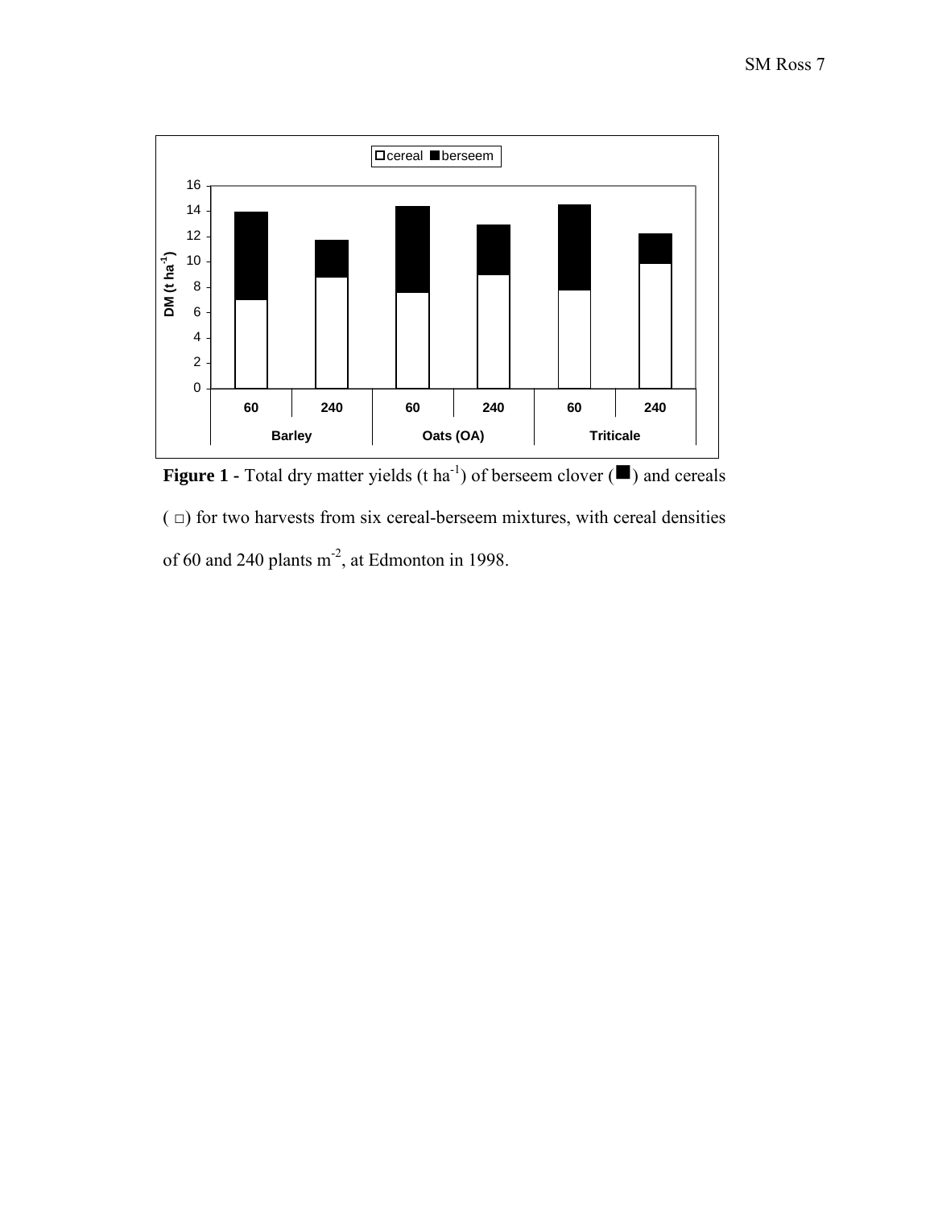□cereal ■berseem

16
14
12
10
8
6
4
2
0

DM (t ha$^{-1}$)

60
240
60
240
60
240

Barley
Oats (OA)
Triticale

**Figure 1** - Total dry matter yields (t ha$^{-1}$) of berseem clover (■) and cereals (□) for two harvests from six cereal-berseem mixtures, with cereal densities of 60 and 240 plants m$^{-2}$, at Edmonton in 1998.